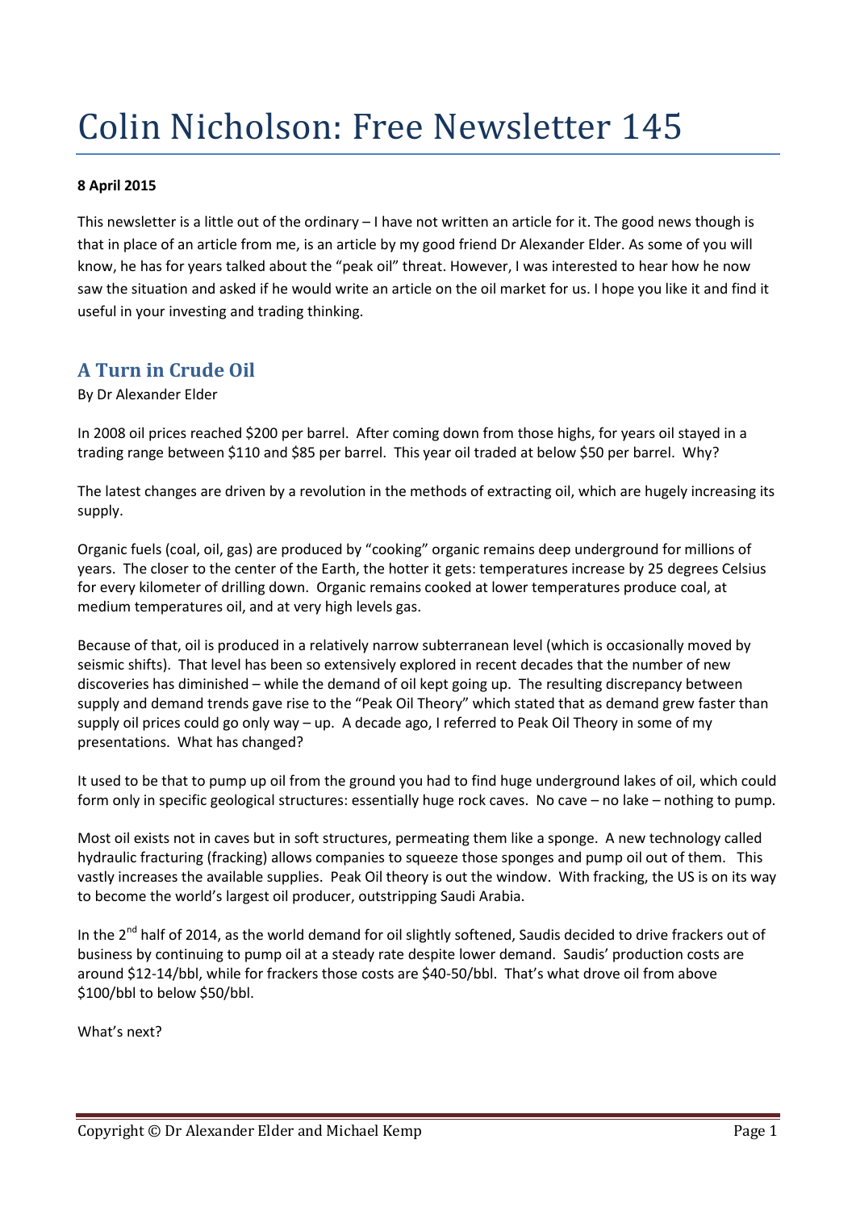# Colin Nicholson: Free Newsletter 145

**8 April 2015**

This newsletter is a little out of the ordinary – I have not written an article for it. The good news though is that in place of an article from me, is an article by my good friend Dr Alexander Elder. As some of you will know, he has for years talked about the "peak oil" threat. However, I was interested to hear how he now saw the situation and asked if he would write an article on the oil market for us. I hope you like it and find it useful in your investing and trading thinking.

## A Turn in Crude Oil

By Dr Alexander Elder

In 2008 oil prices reached $200 per barrel. After coming down from those highs, for years oil stayed in a trading range between $110 and $85 per barrel. This year oil traded at below $50 per barrel. Why?

The latest changes are driven by a revolution in the methods of extracting oil, which are hugely increasing its supply.

Organic fuels (coal, oil, gas) are produced by "cooking" organic remains deep underground for millions of years. The closer to the center of the Earth, the hotter it gets: temperatures increase by 25 degrees Celsius for every kilometer of drilling down. Organic remains cooked at lower temperatures produce coal, at medium temperatures oil, and at very high levels gas.

Because of that, oil is produced in a relatively narrow subterranean level (which is occasionally moved by seismic shifts). That level has been so extensively explored in recent decades that the number of new discoveries has diminished – while the demand of oil kept going up. The resulting discrepancy between supply and demand trends gave rise to the "Peak Oil Theory" which stated that as demand grew faster than supply oil prices could go only way – up. A decade ago, I referred to Peak Oil Theory in some of my presentations. What has changed?

It used to be that to pump up oil from the ground you had to find huge underground lakes of oil, which could form only in specific geological structures: essentially huge rock caves. No cave – no lake – nothing to pump.

Most oil exists not in caves but in soft structures, permeating them like a sponge. A new technology called hydraulic fracturing (fracking) allows companies to squeeze those sponges and pump oil out of them. This vastly increases the available supplies. Peak Oil theory is out the window. With fracking, the US is on its way to become the world's largest oil producer, outstripping Saudi Arabia.

In the 2nd half of 2014, as the world demand for oil slightly softened, Saudis decided to drive frackers out of business by continuing to pump oil at a steady rate despite lower demand. Saudis' production costs are around $12-14/bbl, while for frackers those costs are $40-50/bbl. That's what drove oil from above $100/bbl to below $50/bbl.

What's next?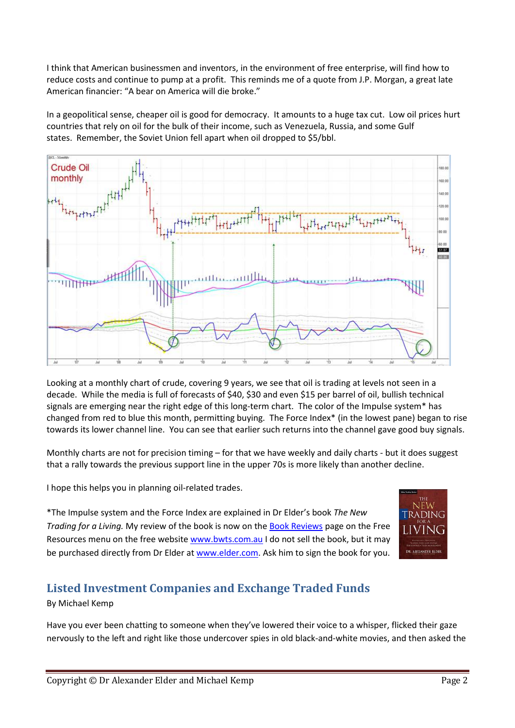I think that American businessmen and inventors, in the environment of free enterprise, will find how to reduce costs and continue to pump at a profit. This reminds me of a quote from J.P. Morgan, a great late American financier: "A bear on America will die broke."

In a geopolitical sense, cheaper oil is good for democracy. It amounts to a huge tax cut. Low oil prices hurt countries that rely on oil for the bulk of their income, such as Venezuela, Russia, and some Gulf states. Remember, the Soviet Union fell apart when oil dropped to $5/bbl.

Looking at a monthly chart of crude, covering 9 years, we see that oil is trading at levels not seen in a decade. While the media is full of forecasts of $40, $30 and even $15 per barrel of oil, bullish technical signals are emerging near the right edge of this long-term chart. The color of the Impulse system* has changed from red to blue this month, permitting buying. The Force Index* (in the lowest pane) began to rise towards its lower channel line. You can see that earlier such returns into the channel gave good buy signals.

Monthly charts are not for precision timing – for that we have weekly and daily charts - but it does suggest that a rally towards the previous support line in the upper 70s is more likely than another decline.

I hope this helps you in planning oil-related trades.

*The Impulse system and the Force Index are explained in Dr Elder's book *The New Trading for a Living.* My review of the book is now on the Book Reviews page on the Free Resources menu on the free website www.bwts.com.au I do not sell the book, but it may be purchased directly from Dr Elder at www.elder.com. Ask him to sign the book for you.

## Listed Investment Companies and Exchange Traded Funds

By Michael Kemp

Have you ever been chatting to someone when they've lowered their voice to a whisper, flicked their gaze nervously to the left and right like those undercover spies in old black-and-white movies, and then asked the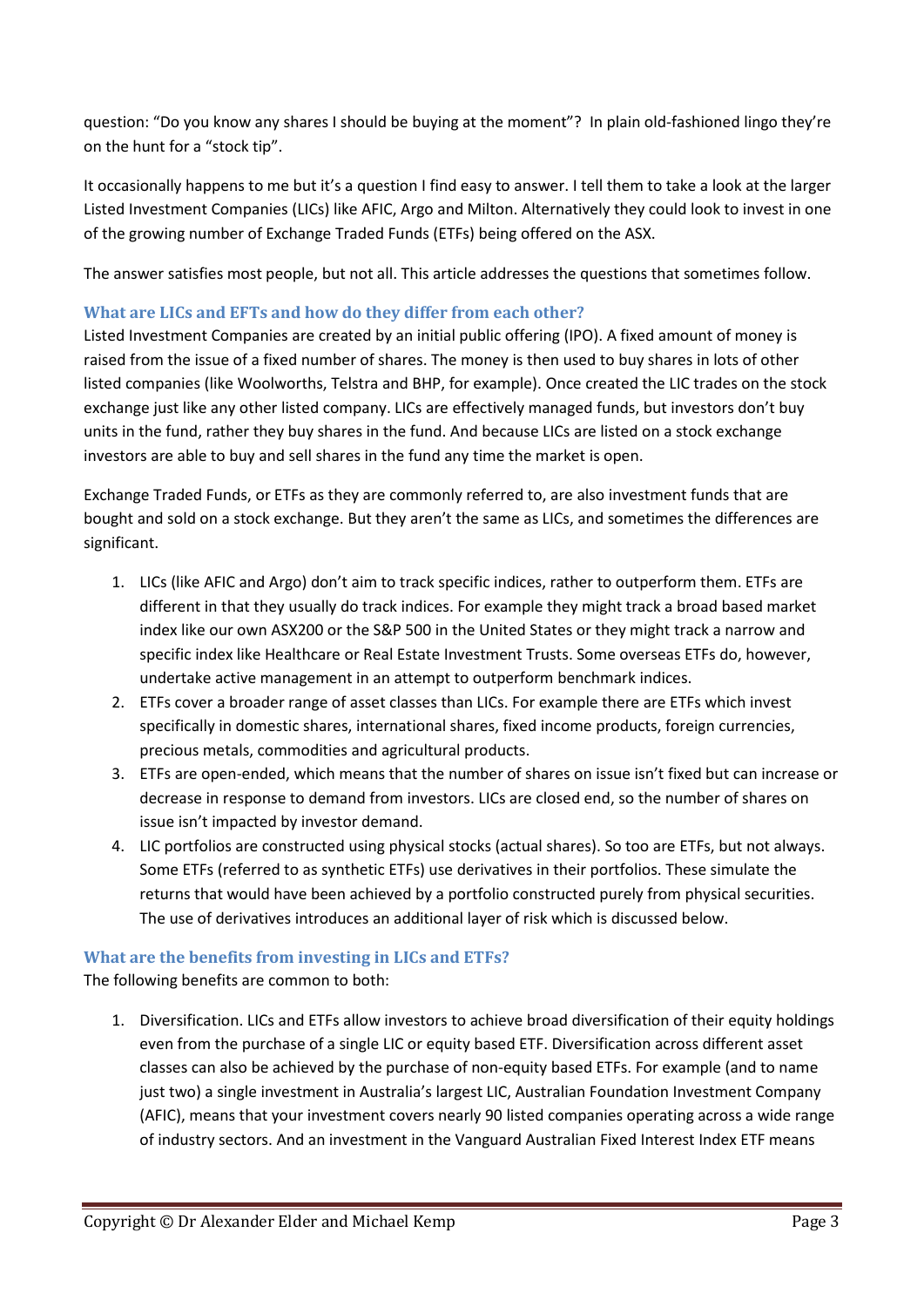question: "Do you know any shares I should be buying at the moment"? In plain old-fashioned lingo they're on the hunt for a "stock tip".

It occasionally happens to me but it's a question I find easy to answer. I tell them to take a look at the larger Listed Investment Companies (LICs) like AFIC, Argo and Milton. Alternatively they could look to invest in one of the growing number of Exchange Traded Funds (ETFs) being offered on the ASX.

The answer satisfies most people, but not all. This article addresses the questions that sometimes follow.

### What are LICs and EFTs and how do they differ from each other?

Listed Investment Companies are created by an initial public offering (IPO). A fixed amount of money is raised from the issue of a fixed number of shares. The money is then used to buy shares in lots of other listed companies (like Woolworths, Telstra and BHP, for example). Once created the LIC trades on the stock exchange just like any other listed company. LICs are effectively managed funds, but investors don't buy units in the fund, rather they buy shares in the fund. And because LICs are listed on a stock exchange investors are able to buy and sell shares in the fund any time the market is open.

Exchange Traded Funds, or ETFs as they are commonly referred to, are also investment funds that are bought and sold on a stock exchange. But they aren't the same as LICs, and sometimes the differences are significant.

1. LICs (like AFIC and Argo) don't aim to track specific indices, rather to outperform them. ETFs are different in that they usually do track indices. For example they might track a broad based market index like our own ASX200 or the S&P 500 in the United States or they might track a narrow and specific index like Healthcare or Real Estate Investment Trusts. Some overseas ETFs do, however, undertake active management in an attempt to outperform benchmark indices.
2. ETFs cover a broader range of asset classes than LICs. For example there are ETFs which invest specifically in domestic shares, international shares, fixed income products, foreign currencies, precious metals, commodities and agricultural products.
3. ETFs are open-ended, which means that the number of shares on issue isn't fixed but can increase or decrease in response to demand from investors. LICs are closed end, so the number of shares on issue isn't impacted by investor demand.
4. LIC portfolios are constructed using physical stocks (actual shares). So too are ETFs, but not always. Some ETFs (referred to as synthetic ETFs) use derivatives in their portfolios. These simulate the returns that would have been achieved by a portfolio constructed purely from physical securities. The use of derivatives introduces an additional layer of risk which is discussed below.

### What are the benefits from investing in LICs and ETFs?

The following benefits are common to both:

1. Diversification. LICs and ETFs allow investors to achieve broad diversification of their equity holdings even from the purchase of a single LIC or equity based ETF. Diversification across different asset classes can also be achieved by the purchase of non-equity based ETFs. For example (and to name just two) a single investment in Australia's largest LIC, Australian Foundation Investment Company (AFIC), means that your investment covers nearly 90 listed companies operating across a wide range of industry sectors. And an investment in the Vanguard Australian Fixed Interest Index ETF means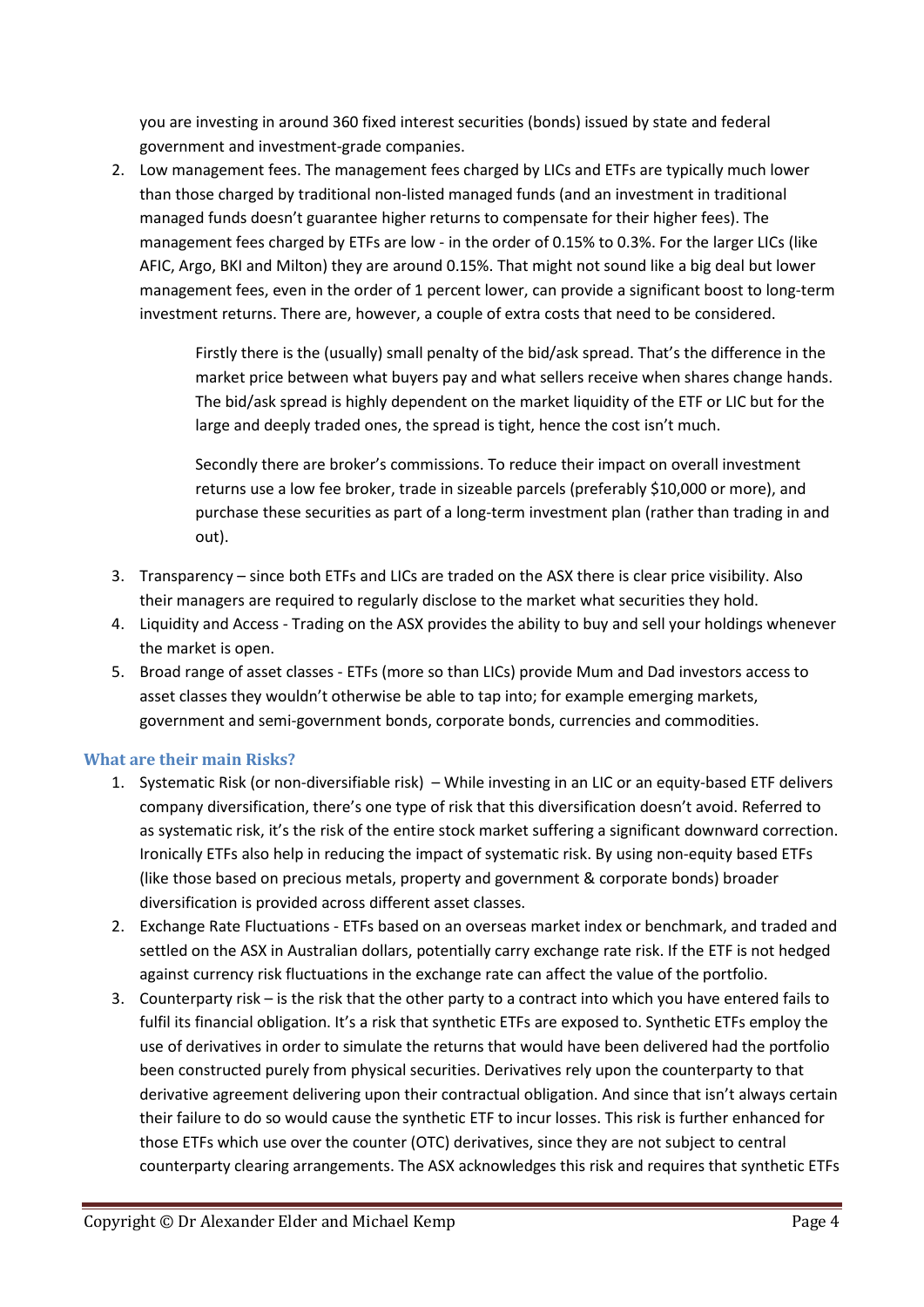you are investing in around 360 fixed interest securities (bonds) issued by state and federal government and investment-grade companies.

2. Low management fees. The management fees charged by LICs and ETFs are typically much lower than those charged by traditional non-listed managed funds (and an investment in traditional managed funds doesn't guarantee higher returns to compensate for their higher fees). The management fees charged by ETFs are low - in the order of 0.15% to 0.3%. For the larger LICs (like AFIC, Argo, BKI and Milton) they are around 0.15%. That might not sound like a big deal but lower management fees, even in the order of 1 percent lower, can provide a significant boost to long-term investment returns. There are, however, a couple of extra costs that need to be considered.

   Firstly there is the (usually) small penalty of the bid/ask spread. That's the difference in the market price between what buyers pay and what sellers receive when shares change hands. The bid/ask spread is highly dependent on the market liquidity of the ETF or LIC but for the large and deeply traded ones, the spread is tight, hence the cost isn't much.

   Secondly there are broker's commissions. To reduce their impact on overall investment returns use a low fee broker, trade in sizeable parcels (preferably $10,000 or more), and purchase these securities as part of a long-term investment plan (rather than trading in and out).

3. Transparency – since both ETFs and LICs are traded on the ASX there is clear price visibility. Also their managers are required to regularly disclose to the market what securities they hold.
4. Liquidity and Access - Trading on the ASX provides the ability to buy and sell your holdings whenever the market is open.
5. Broad range of asset classes - ETFs (more so than LICs) provide Mum and Dad investors access to asset classes they wouldn't otherwise be able to tap into; for example emerging markets, government and semi-government bonds, corporate bonds, currencies and commodities.

### What are their main Risks?

1. Systematic Risk (or non-diversifiable risk) – While investing in an LIC or an equity-based ETF delivers company diversification, there's one type of risk that this diversification doesn't avoid. Referred to as systematic risk, it's the risk of the entire stock market suffering a significant downward correction. Ironically ETFs also help in reducing the impact of systematic risk. By using non-equity based ETFs (like those based on precious metals, property and government & corporate bonds) broader diversification is provided across different asset classes.
2. Exchange Rate Fluctuations - ETFs based on an overseas market index or benchmark, and traded and settled on the ASX in Australian dollars, potentially carry exchange rate risk. If the ETF is not hedged against currency risk fluctuations in the exchange rate can affect the value of the portfolio.
3. Counterparty risk – is the risk that the other party to a contract into which you have entered fails to fulfil its financial obligation. It's a risk that synthetic ETFs are exposed to. Synthetic ETFs employ the use of derivatives in order to simulate the returns that would have been delivered had the portfolio been constructed purely from physical securities. Derivatives rely upon the counterparty to that derivative agreement delivering upon their contractual obligation. And since that isn't always certain their failure to do so would cause the synthetic ETF to incur losses. This risk is further enhanced for those ETFs which use over the counter (OTC) derivatives, since they are not subject to central counterparty clearing arrangements. The ASX acknowledges this risk and requires that synthetic ETFs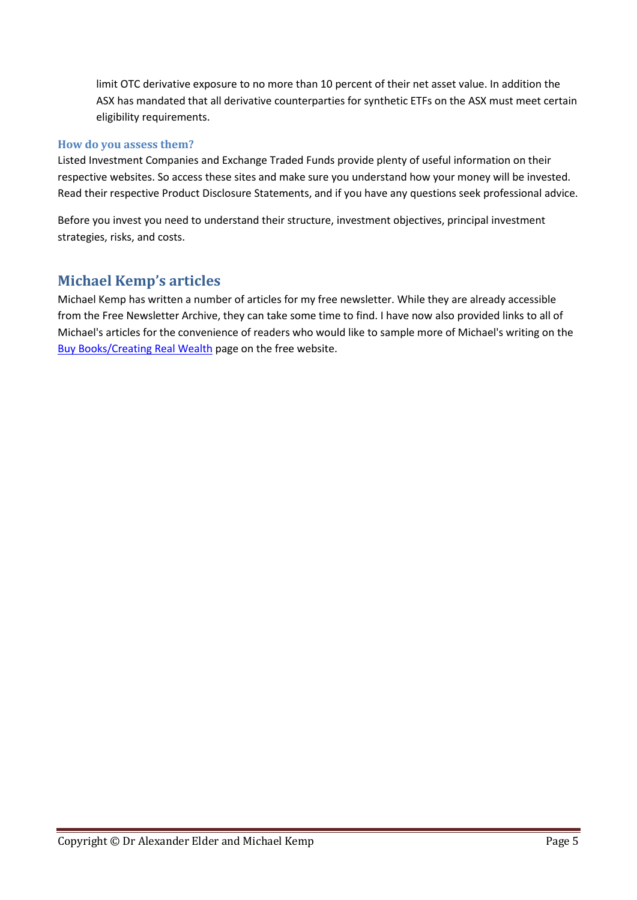limit OTC derivative exposure to no more than 10 percent of their net asset value. In addition the ASX has mandated that all derivative counterparties for synthetic ETFs on the ASX must meet certain eligibility requirements.

### How do you assess them?

Listed Investment Companies and Exchange Traded Funds provide plenty of useful information on their respective websites. So access these sites and make sure you understand how your money will be invested. Read their respective Product Disclosure Statements, and if you have any questions seek professional advice.

Before you invest you need to understand their structure, investment objectives, principal investment strategies, risks, and costs.

## Michael Kemp's articles

Michael Kemp has written a number of articles for my free newsletter. While they are already accessible from the Free Newsletter Archive, they can take some time to find. I have now also provided links to all of Michael's articles for the convenience of readers who would like to sample more of Michael's writing on the Buy Books/Creating Real Wealth page on the free website.